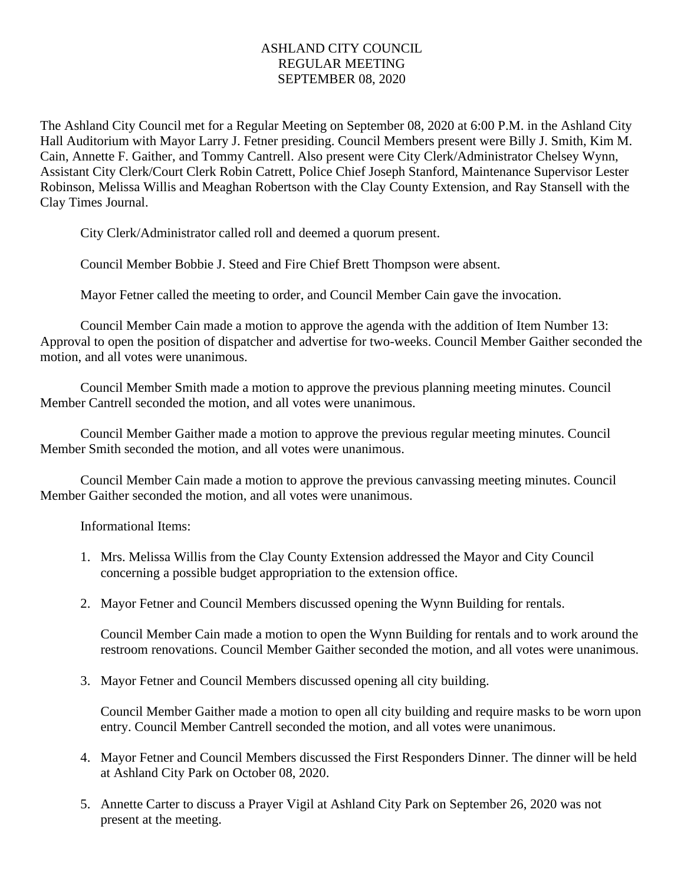# ASHLAND CITY COUNCIL
## REGULAR MEETING
## SEPTEMBER 08, 2020

The Ashland City Council met for a Regular Meeting on September 08, 2020 at 6:00 P.M. in the Ashland City Hall Auditorium with Mayor Larry J. Fetner presiding. Council Members present were Billy J. Smith, Kim M. Cain, Annette F. Gaither, and Tommy Cantrell. Also present were City Clerk/Administrator Chelsey Wynn, Assistant City Clerk/Court Clerk Robin Catrett, Police Chief Joseph Stanford, Maintenance Supervisor Lester Robinson, Melissa Willis and Meaghan Robertson with the Clay County Extension, and Ray Stansell with the Clay Times Journal.

City Clerk/Administrator called roll and deemed a quorum present.

Council Member Bobbie J. Steed and Fire Chief Brett Thompson were absent.

Mayor Fetner called the meeting to order, and Council Member Cain gave the invocation.

Council Member Cain made a motion to approve the agenda with the addition of Item Number 13: Approval to open the position of dispatcher and advertise for two-weeks. Council Member Gaither seconded the motion, and all votes were unanimous.

Council Member Smith made a motion to approve the previous planning meeting minutes. Council Member Cantrell seconded the motion, and all votes were unanimous.

Council Member Gaither made a motion to approve the previous regular meeting minutes. Council Member Smith seconded the motion, and all votes were unanimous.

Council Member Cain made a motion to approve the previous canvassing meeting minutes. Council Member Gaither seconded the motion, and all votes were unanimous.

Informational Items:

1. Mrs. Melissa Willis from the Clay County Extension addressed the Mayor and City Council concerning a possible budget appropriation to the extension office.

2. Mayor Fetner and Council Members discussed opening the Wynn Building for rentals.

   Council Member Cain made a motion to open the Wynn Building for rentals and to work around the restroom renovations. Council Member Gaither seconded the motion, and all votes were unanimous.

3. Mayor Fetner and Council Members discussed opening all city building.

   Council Member Gaither made a motion to open all city building and require masks to be worn upon entry. Council Member Cantrell seconded the motion, and all votes were unanimous.

4. Mayor Fetner and Council Members discussed the First Responders Dinner. The dinner will be held at Ashland City Park on October 08, 2020.

5. Annette Carter to discuss a Prayer Vigil at Ashland City Park on September 26, 2020 was not present at the meeting.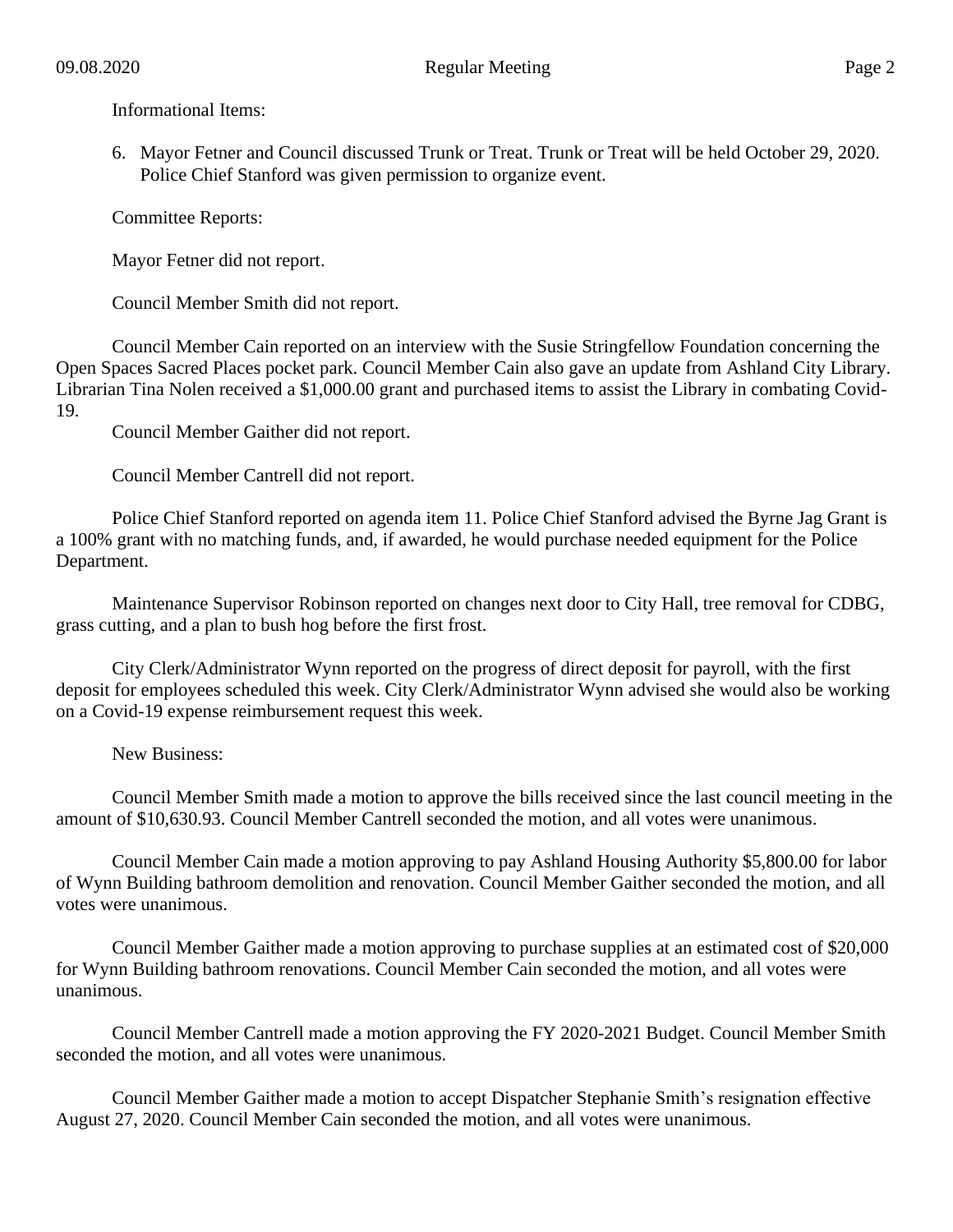Informational Items:

6. Mayor Fetner and Council discussed Trunk or Treat. Trunk or Treat will be held October 29, 2020. Police Chief Stanford was given permission to organize event.

Committee Reports:

Mayor Fetner did not report.

Council Member Smith did not report.

Council Member Cain reported on an interview with the Susie Stringfellow Foundation concerning the Open Spaces Sacred Places pocket park. Council Member Cain also gave an update from Ashland City Library. Librarian Tina Nolen received a $1,000.00 grant and purchased items to assist the Library in combating Covid-19.

Council Member Gaither did not report.

Council Member Cantrell did not report.

Police Chief Stanford reported on agenda item 11. Police Chief Stanford advised the Byrne Jag Grant is a 100% grant with no matching funds, and, if awarded, he would purchase needed equipment for the Police Department.

Maintenance Supervisor Robinson reported on changes next door to City Hall, tree removal for CDBG, grass cutting, and a plan to bush hog before the first frost.

City Clerk/Administrator Wynn reported on the progress of direct deposit for payroll, with the first deposit for employees scheduled this week. City Clerk/Administrator Wynn advised she would also be working on a Covid-19 expense reimbursement request this week.

New Business:

Council Member Smith made a motion to approve the bills received since the last council meeting in the amount of $10,630.93. Council Member Cantrell seconded the motion, and all votes were unanimous.

Council Member Cain made a motion approving to pay Ashland Housing Authority $5,800.00 for labor of Wynn Building bathroom demolition and renovation. Council Member Gaither seconded the motion, and all votes were unanimous.

Council Member Gaither made a motion approving to purchase supplies at an estimated cost of $20,000 for Wynn Building bathroom renovations. Council Member Cain seconded the motion, and all votes were unanimous.

Council Member Cantrell made a motion approving the FY 2020-2021 Budget. Council Member Smith seconded the motion, and all votes were unanimous.

Council Member Gaither made a motion to accept Dispatcher Stephanie Smith's resignation effective August 27, 2020. Council Member Cain seconded the motion, and all votes were unanimous.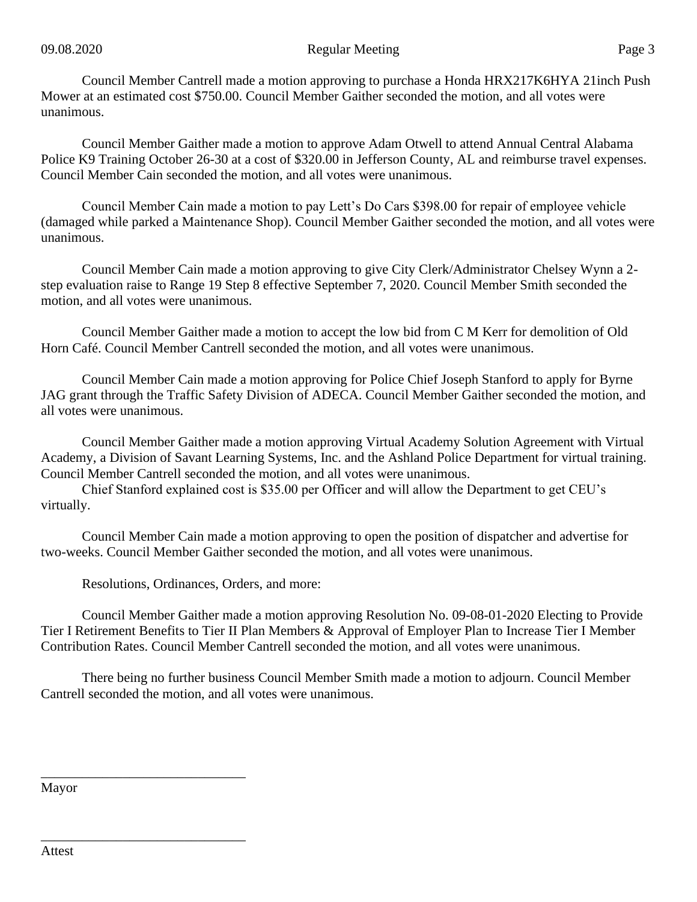Council Member Cantrell made a motion approving to purchase a Honda HRX217K6HYA 21inch Push Mower at an estimated cost $750.00. Council Member Gaither seconded the motion, and all votes were unanimous.

Council Member Gaither made a motion to approve Adam Otwell to attend Annual Central Alabama Police K9 Training October 26-30 at a cost of $320.00 in Jefferson County, AL and reimburse travel expenses. Council Member Cain seconded the motion, and all votes were unanimous.

Council Member Cain made a motion to pay Lett's Do Cars $398.00 for repair of employee vehicle (damaged while parked a Maintenance Shop). Council Member Gaither seconded the motion, and all votes were unanimous.

Council Member Cain made a motion approving to give City Clerk/Administrator Chelsey Wynn a 2-step evaluation raise to Range 19 Step 8 effective September 7, 2020. Council Member Smith seconded the motion, and all votes were unanimous.

Council Member Gaither made a motion to accept the low bid from C M Kerr for demolition of Old Horn Café. Council Member Cantrell seconded the motion, and all votes were unanimous.

Council Member Cain made a motion approving for Police Chief Joseph Stanford to apply for Byrne JAG grant through the Traffic Safety Division of ADECA. Council Member Gaither seconded the motion, and all votes were unanimous.

Council Member Gaither made a motion approving Virtual Academy Solution Agreement with Virtual Academy, a Division of Savant Learning Systems, Inc. and the Ashland Police Department for virtual training. Council Member Cantrell seconded the motion, and all votes were unanimous.

Chief Stanford explained cost is $35.00 per Officer and will allow the Department to get CEU's virtually.

Council Member Cain made a motion approving to open the position of dispatcher and advertise for two-weeks. Council Member Gaither seconded the motion, and all votes were unanimous.

Resolutions, Ordinances, Orders, and more:

Council Member Gaither made a motion approving Resolution No. 09-08-01-2020 Electing to Provide Tier I Retirement Benefits to Tier II Plan Members & Approval of Employer Plan to Increase Tier I Member Contribution Rates. Council Member Cantrell seconded the motion, and all votes were unanimous.

There being no further business Council Member Smith made a motion to adjourn. Council Member Cantrell seconded the motion, and all votes were unanimous.

______________________________

Mayor

______________________________

Attest